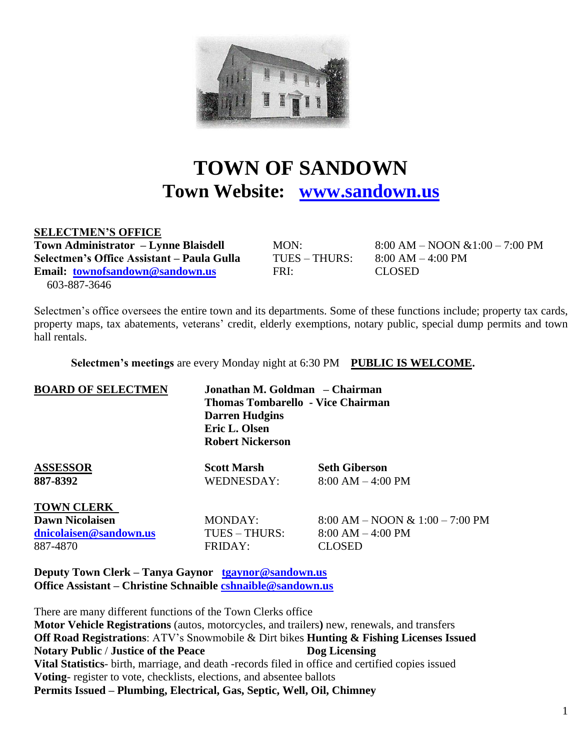# TOWN OF SANDOWN

## Town Website: [www.sandown.us](http://www.sandown.us)

**SELECTMEN'S OFFICE**

| | | |
|---|---|---|
| **Town Administrator – Lynne Blaisdell** | MON: | 8:00 AM – NOON &1:00 – 7:00 PM |
| **Selectmen's Office Assistant – Paula Gulla** | TUES – THURS: | 8:00 AM – 4:00 PM |
| **Email: [townofsandown@sandown.us](mailto:townofsandown@sandown.us)** | FRI: | CLOSED |
| 603-887-3646 | | |

Selectmen's office oversees the entire town and its departments. Some of these functions include; property tax cards, property maps, tax abatements, veterans' credit, elderly exemptions, notary public, special dump permits and town hall rentals.

**Selectmen's meetings** are every Monday night at 6:30 PM **PUBLIC IS WELCOME.**

**BOARD OF SELECTMEN**

**Jonathan M. Goldman – Chairman**
**Thomas Tombarello - Vice Chairman**
**Darren Hudgins**
**Eric L. Olsen**
**Robert Nickerson**

| | | |
|---|---|---|
| **ASSESSOR** | **Scott Marsh** | **Seth Giberson** |
| **887-8392** | WEDNESDAY: | 8:00 AM – 4:00 PM |

**TOWN CLERK**

| | | |
|---|---|---|
| **Dawn Nicolaisen** | MONDAY: | 8:00 AM – NOON & 1:00 – 7:00 PM |
| [dnicolaisen@sandown.us](mailto:dnicolaisen@sandown.us) | TUES – THURS: | 8:00 AM – 4:00 PM |
| 887-4870 | FRIDAY: | CLOSED |

**Deputy Town Clerk – Tanya Gaynor [tgaynor@sandown.us](mailto:tgaynor@sandown.us)**
**Office Assistant – Christine Schnaible [cshnaible@sandown.us](mailto:cshnaible@sandown.us)**

There are many different functions of the Town Clerks office
**Motor Vehicle Registrations** (autos, motorcycles, and trailers**)** new, renewals, and transfers
**Off Road Registrations**: ATV's Snowmobile & Dirt bikes **Hunting & Fishing Licenses Issued**
**Notary Public** / **Justice of the Peace** **Dog Licensing**
**Vital Statistics**- birth, marriage, and death -records filed in office and certified copies issued
**Voting**- register to vote, checklists, elections, and absentee ballots
**Permits Issued – Plumbing, Electrical, Gas, Septic, Well, Oil, Chimney**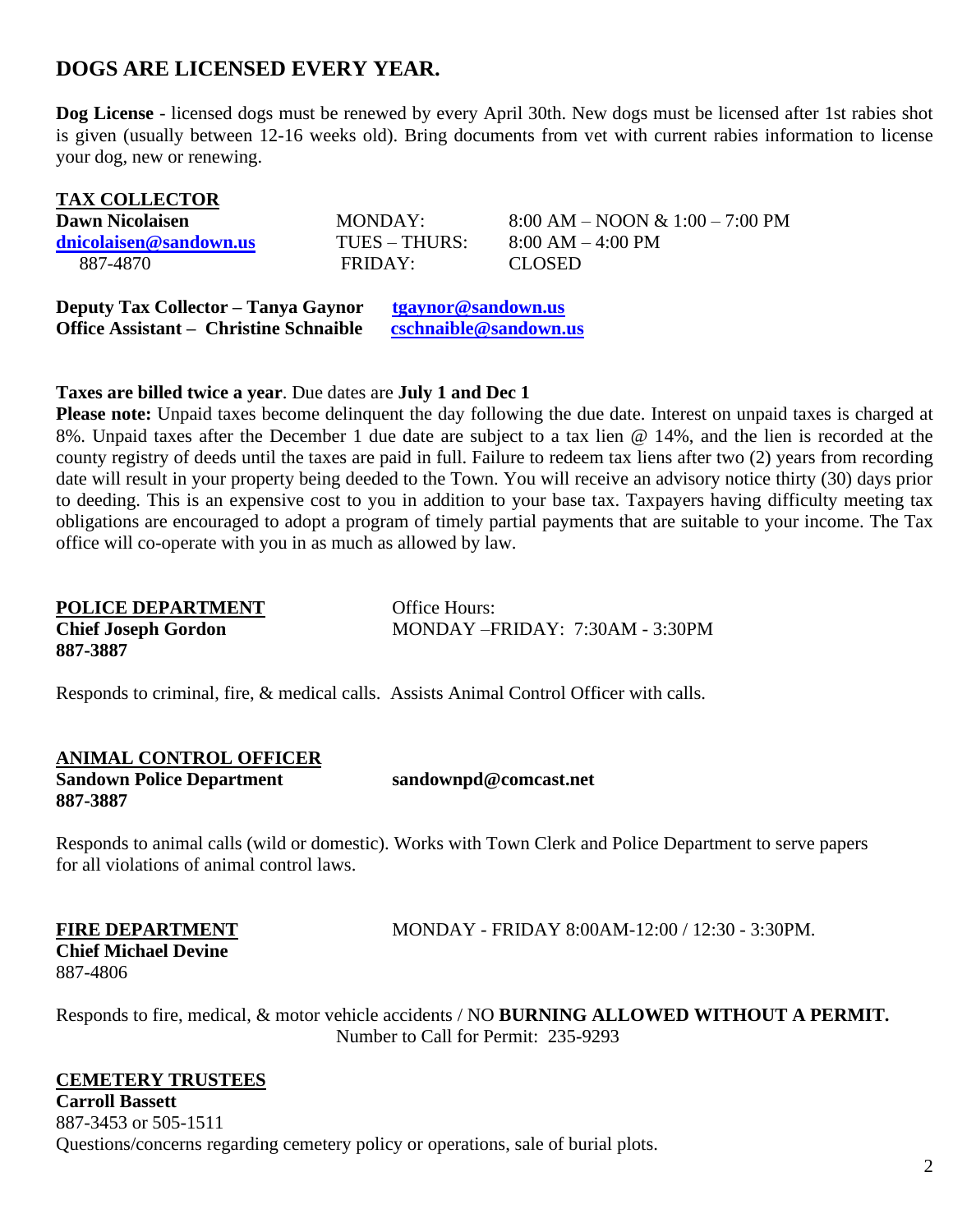## DOGS ARE LICENSED EVERY YEAR.

**Dog License** - licensed dogs must be renewed by every April 30th. New dogs must be licensed after 1st rabies shot is given (usually between 12-16 weeks old). Bring documents from vet with current rabies information to license your dog, new or renewing.

**TAX COLLECTOR**

| | | |
|---|---|---|
| **Dawn Nicolaisen** | MONDAY: | 8:00 AM – NOON & 1:00 – 7:00 PM |
| **dnicolaisen@sandown.us** | TUES – THURS: | 8:00 AM – 4:00 PM |
| 887-4870 | FRIDAY: | CLOSED |

**Deputy Tax Collector – Tanya Gaynor** **tgaynor@sandown.us**
**Office Assistant – Christine Schnaible** **cschnaible@sandown.us**

**Taxes are billed twice a year**. Due dates are **July 1 and Dec 1**
**Please note:** Unpaid taxes become delinquent the day following the due date. Interest on unpaid taxes is charged at 8%. Unpaid taxes after the December 1 due date are subject to a tax lien @ 14%, and the lien is recorded at the county registry of deeds until the taxes are paid in full. Failure to redeem tax liens after two (2) years from recording date will result in your property being deeded to the Town. You will receive an advisory notice thirty (30) days prior to deeding. This is an expensive cost to you in addition to your base tax. Taxpayers having difficulty meeting tax obligations are encouraged to adopt a program of timely partial payments that are suitable to your income. The Tax office will co-operate with you in as much as allowed by law.

**POLICE DEPARTMENT**
**Chief Joseph Gordon**
**887-3887**

Office Hours:
MONDAY –FRIDAY: 7:30AM - 3:30PM

Responds to criminal, fire, & medical calls. Assists Animal Control Officer with calls.

**ANIMAL CONTROL OFFICER**
**Sandown Police Department** **sandownpd@comcast.net**
**887-3887**

Responds to animal calls (wild or domestic). Works with Town Clerk and Police Department to serve papers for all violations of animal control laws.

**FIRE DEPARTMENT** MONDAY - FRIDAY 8:00AM-12:00 / 12:30 - 3:30PM.
**Chief Michael Devine**
887-4806

Responds to fire, medical, & motor vehicle accidents / NO **BURNING ALLOWED WITHOUT A PERMIT.**
Number to Call for Permit: 235-9293

**CEMETERY TRUSTEES**
**Carroll Bassett**
887-3453 or 505-1511
Questions/concerns regarding cemetery policy or operations, sale of burial plots.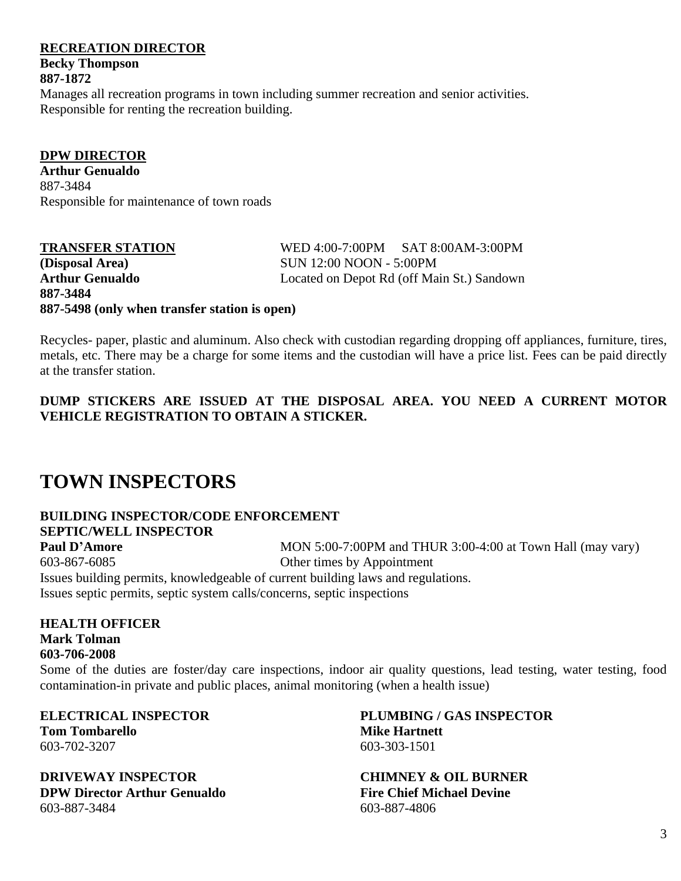**RECREATION DIRECTOR**
**Becky Thompson**
**887-1872**
Manages all recreation programs in town including summer recreation and senior activities.
Responsible for renting the recreation building.

**DPW DIRECTOR**
**Arthur Genualdo**
887-3484
Responsible for maintenance of town roads

**TRANSFER STATION**
**(Disposal Area)**
**Arthur Genualdo**
**887-3484**
**887-5498 (only when transfer station is open)**

WED 4:00-7:00PM SAT 8:00AM-3:00PM
SUN 12:00 NOON - 5:00PM
Located on Depot Rd (off Main St.) Sandown

Recycles- paper, plastic and aluminum. Also check with custodian regarding dropping off appliances, furniture, tires, metals, etc. There may be a charge for some items and the custodian will have a price list. Fees can be paid directly at the transfer station.

**DUMP STICKERS ARE ISSUED AT THE DISPOSAL AREA. YOU NEED A CURRENT MOTOR VEHICLE REGISTRATION TO OBTAIN A STICKER.**

# TOWN INSPECTORS

**BUILDING INSPECTOR/CODE ENFORCEMENT**
**SEPTIC/WELL INSPECTOR**
**Paul D'Amore**
603-867-6085

MON 5:00-7:00PM and THUR 3:00-4:00 at Town Hall (may vary)
Other times by Appointment

Issues building permits, knowledgeable of current building laws and regulations.
Issues septic permits, septic system calls/concerns, septic inspections

**HEALTH OFFICER**
**Mark Tolman**
**603-706-2008**
Some of the duties are foster/day care inspections, indoor air quality questions, lead testing, water testing, food contamination-in private and public places, animal monitoring (when a health issue)

**ELECTRICAL INSPECTOR**
**Tom Tombarello**
603-702-3207

**PLUMBING / GAS INSPECTOR**
**Mike Hartnett**
603-303-1501

**DRIVEWAY INSPECTOR**
**DPW Director Arthur Genualdo**
603-887-3484

**CHIMNEY & OIL BURNER**
**Fire Chief Michael Devine**
603-887-4806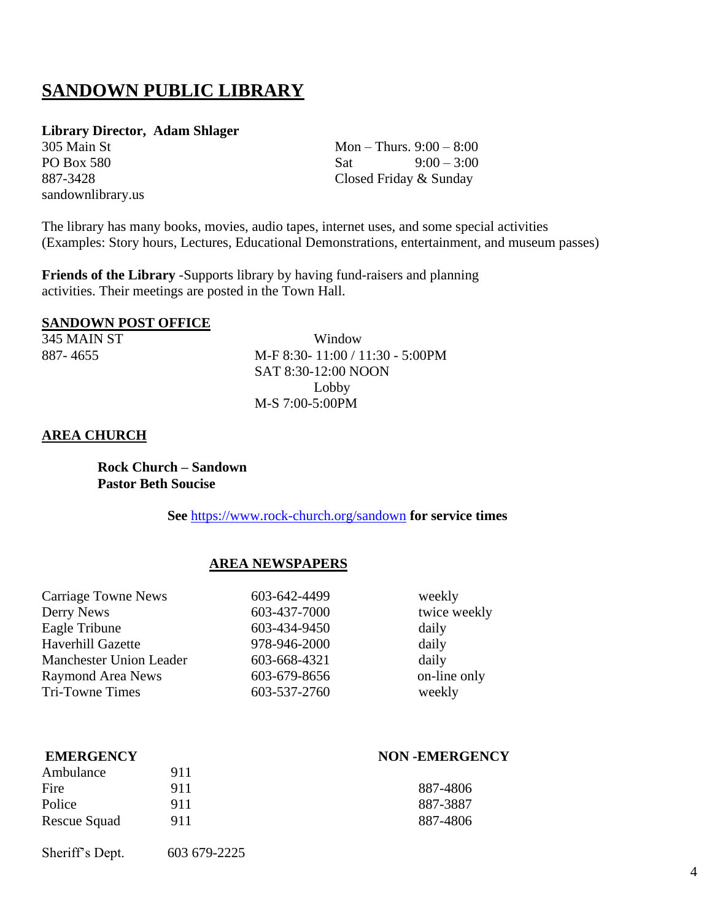## SANDOWN PUBLIC LIBRARY

**Library Director, Adam Shlager**

305 Main St
PO Box 580
887-3428
sandownlibrary.us

Mon – Thurs. 9:00 – 8:00
Sat 9:00 – 3:00
Closed Friday & Sunday

The library has many books, movies, audio tapes, internet uses, and some special activities (Examples: Story hours, Lectures, Educational Demonstrations, entertainment, and museum passes)

**Friends of the Library** -Supports library by having fund-raisers and planning activities. Their meetings are posted in the Town Hall.

## SANDOWN POST OFFICE

345 MAIN ST
887- 4655

Window
M-F 8:30- 11:00 / 11:30 - 5:00PM
SAT 8:30-12:00 NOON

Lobby
M-S 7:00-5:00PM

## AREA CHURCH

**Rock Church – Sandown**
**Pastor Beth Soucise**

**See** https://www.rock-church.org/sandown **for service times**

## AREA NEWSPAPERS

| Newspaper | Phone | Frequency |
|---|---|---|
| Carriage Towne News | 603-642-4499 | weekly |
| Derry News | 603-437-7000 | twice weekly |
| Eagle Tribune | 603-434-9450 | daily |
| Haverhill Gazette | 978-946-2000 | daily |
| Manchester Union Leader | 603-668-4321 | daily |
| Raymond Area News | 603-679-8656 | on-line only |
| Tri-Towne Times | 603-537-2760 | weekly |

| | EMERGENCY | NON -EMERGENCY |
|---|---|---|
| Ambulance | 911 | |
| Fire | 911 | 887-4806 |
| Police | 911 | 887-3887 |
| Rescue Squad | 911 | 887-4806 |
| Sheriff's Dept. | 603 679-2225 | |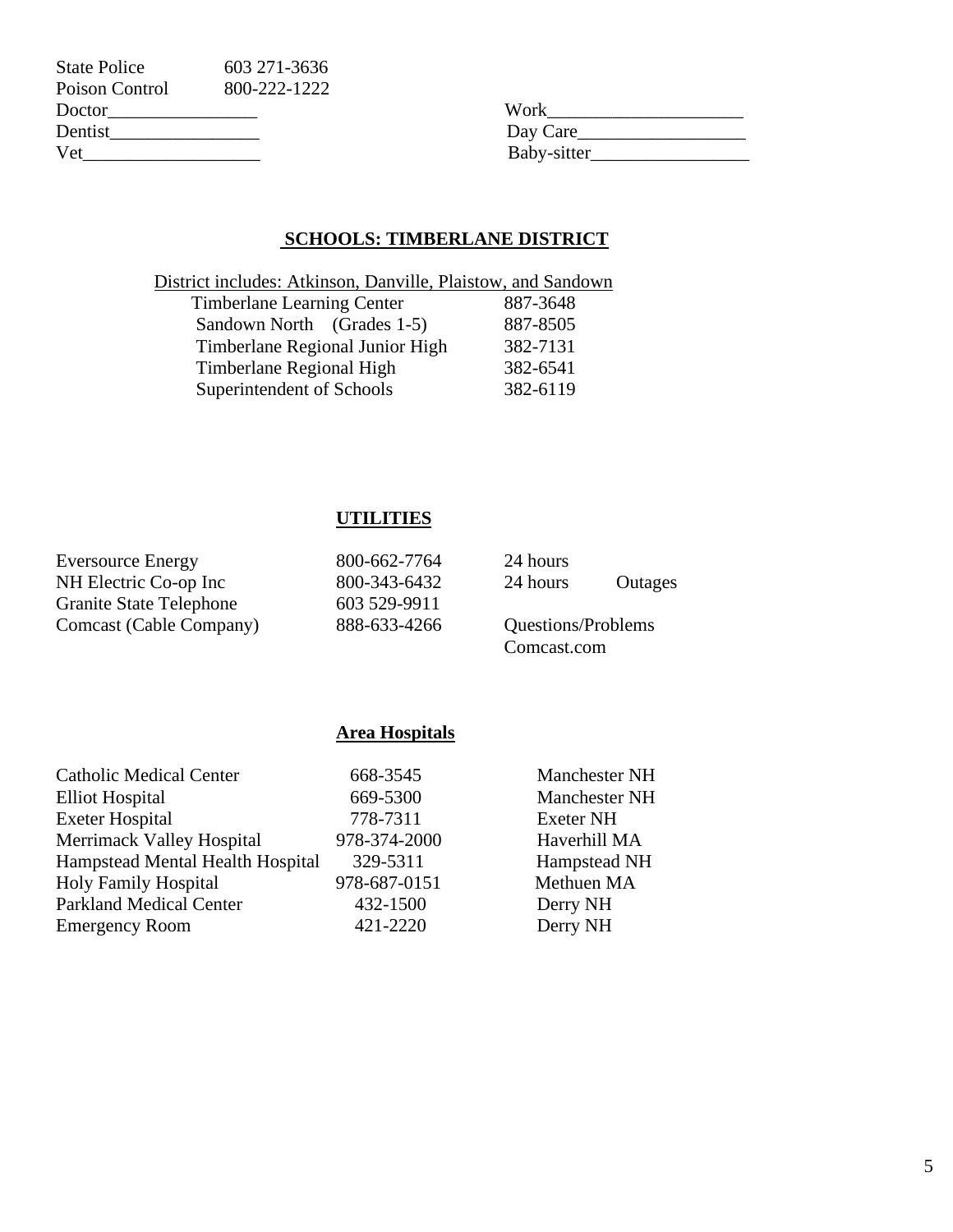State Police 603 271-3636
Poison Control 800-222-1222
Doctor________________
Dentist________________
Vet___________________

Work_____________________
Day Care__________________
Baby-sitter_________________

## SCHOOLS: TIMBERLANE DISTRICT

District includes: Atkinson, Danville, Plaistow, and Sandown

| | |
|---|---|
| Timberlane Learning Center | 887-3648 |
| Sandown North (Grades 1-5) | 887-8505 |
| Timberlane Regional Junior High | 382-7131 |
| Timberlane Regional High | 382-6541 |
| Superintendent of Schools | 382-6119 |

## UTILITIES

| | | | |
|---|---|---|---|
| Eversource Energy | 800-662-7764 | 24 hours | |
| NH Electric Co-op Inc | 800-343-6432 | 24 hours | Outages |
| Granite State Telephone | 603 529-9911 | | |
| Comcast (Cable Company) | 888-633-4266 | Questions/Problems Comcast.com | |

## Area Hospitals

| | | |
|---|---|---|
| Catholic Medical Center | 668-3545 | Manchester NH |
| Elliot Hospital | 669-5300 | Manchester NH |
| Exeter Hospital | 778-7311 | Exeter NH |
| Merrimack Valley Hospital | 978-374-2000 | Haverhill MA |
| Hampstead Mental Health Hospital | 329-5311 | Hampstead NH |
| Holy Family Hospital | 978-687-0151 | Methuen MA |
| Parkland Medical Center | 432-1500 | Derry NH |
| Emergency Room | 421-2220 | Derry NH |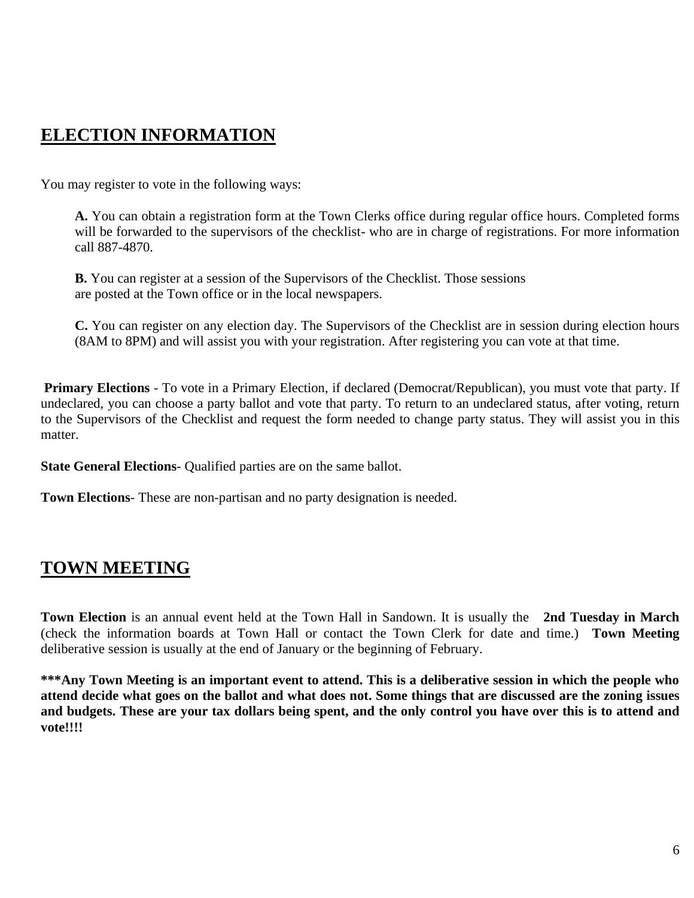## ELECTION INFORMATION

You may register to vote in the following ways:

**A.** You can obtain a registration form at the Town Clerks office during regular office hours. Completed forms will be forwarded to the supervisors of the checklist- who are in charge of registrations. For more information call 887-4870.

**B.** You can register at a session of the Supervisors of the Checklist. Those sessions are posted at the Town office or in the local newspapers.

**C.** You can register on any election day. The Supervisors of the Checklist are in session during election hours (8AM to 8PM) and will assist you with your registration. After registering you can vote at that time.

**Primary Elections** - To vote in a Primary Election, if declared (Democrat/Republican), you must vote that party. If undeclared, you can choose a party ballot and vote that party. To return to an undeclared status, after voting, return to the Supervisors of the Checklist and request the form needed to change party status. They will assist you in this matter.

**State General Elections**- Qualified parties are on the same ballot.

**Town Elections**- These are non-partisan and no party designation is needed.

## TOWN MEETING

**Town Election** is an annual event held at the Town Hall in Sandown. It is usually the **2nd Tuesday in March** (check the information boards at Town Hall or contact the Town Clerk for date and time.) **Town Meeting** deliberative session is usually at the end of January or the beginning of February.

**\*\*\*Any Town Meeting is an important event to attend. This is a deliberative session in which the people who attend decide what goes on the ballot and what does not. Some things that are discussed are the zoning issues and budgets. These are your tax dollars being spent, and the only control you have over this is to attend and vote!!!!**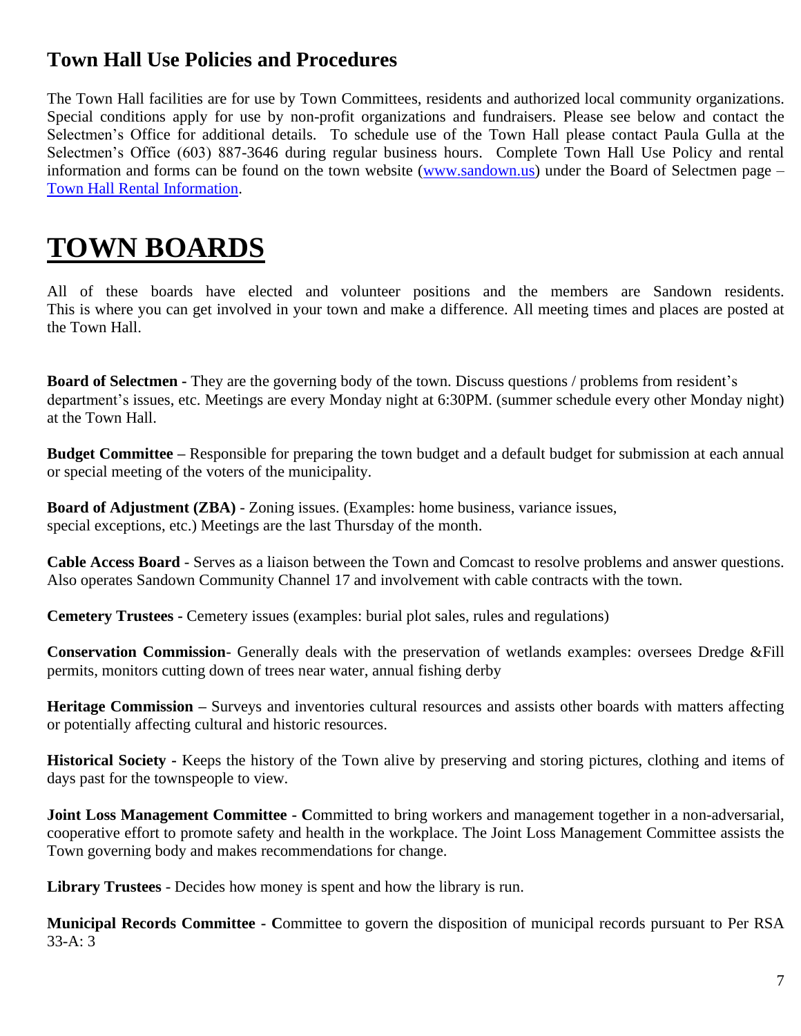## Town Hall Use Policies and Procedures

The Town Hall facilities are for use by Town Committees, residents and authorized local community organizations. Special conditions apply for use by non-profit organizations and fundraisers. Please see below and contact the Selectmen's Office for additional details. To schedule use of the Town Hall please contact Paula Gulla at the Selectmen's Office (603) 887-3646 during regular business hours. Complete Town Hall Use Policy and rental information and forms can be found on the town website ([www.sandown.us](www.sandown.us)) under the Board of Selectmen page – [Town Hall Rental Information](Town Hall Rental Information).

# TOWN BOARDS

All of these boards have elected and volunteer positions and the members are Sandown residents. This is where you can get involved in your town and make a difference. All meeting times and places are posted at the Town Hall.

**Board of Selectmen -** They are the governing body of the town. Discuss questions / problems from resident's department's issues, etc. Meetings are every Monday night at 6:30PM. (summer schedule every other Monday night) at the Town Hall.

**Budget Committee –** Responsible for preparing the town budget and a default budget for submission at each annual or special meeting of the voters of the municipality.

**Board of Adjustment (ZBA)** - Zoning issues. (Examples: home business, variance issues, special exceptions, etc.) Meetings are the last Thursday of the month.

**Cable Access Board** - Serves as a liaison between the Town and Comcast to resolve problems and answer questions. Also operates Sandown Community Channel 17 and involvement with cable contracts with the town.

**Cemetery Trustees -** Cemetery issues (examples: burial plot sales, rules and regulations)

**Conservation Commission**- Generally deals with the preservation of wetlands examples: oversees Dredge &Fill permits, monitors cutting down of trees near water, annual fishing derby

**Heritage Commission –** Surveys and inventories cultural resources and assists other boards with matters affecting or potentially affecting cultural and historic resources.

**Historical Society -** Keeps the history of the Town alive by preserving and storing pictures, clothing and items of days past for the townspeople to view.

**Joint Loss Management Committee - C**ommitted to bring workers and management together in a non-adversarial, cooperative effort to promote safety and health in the workplace. The Joint Loss Management Committee assists the Town governing body and makes recommendations for change.

**Library Trustees** - Decides how money is spent and how the library is run.

**Municipal Records Committee - C**ommittee to govern the disposition of municipal records pursuant to Per RSA 33-A: 3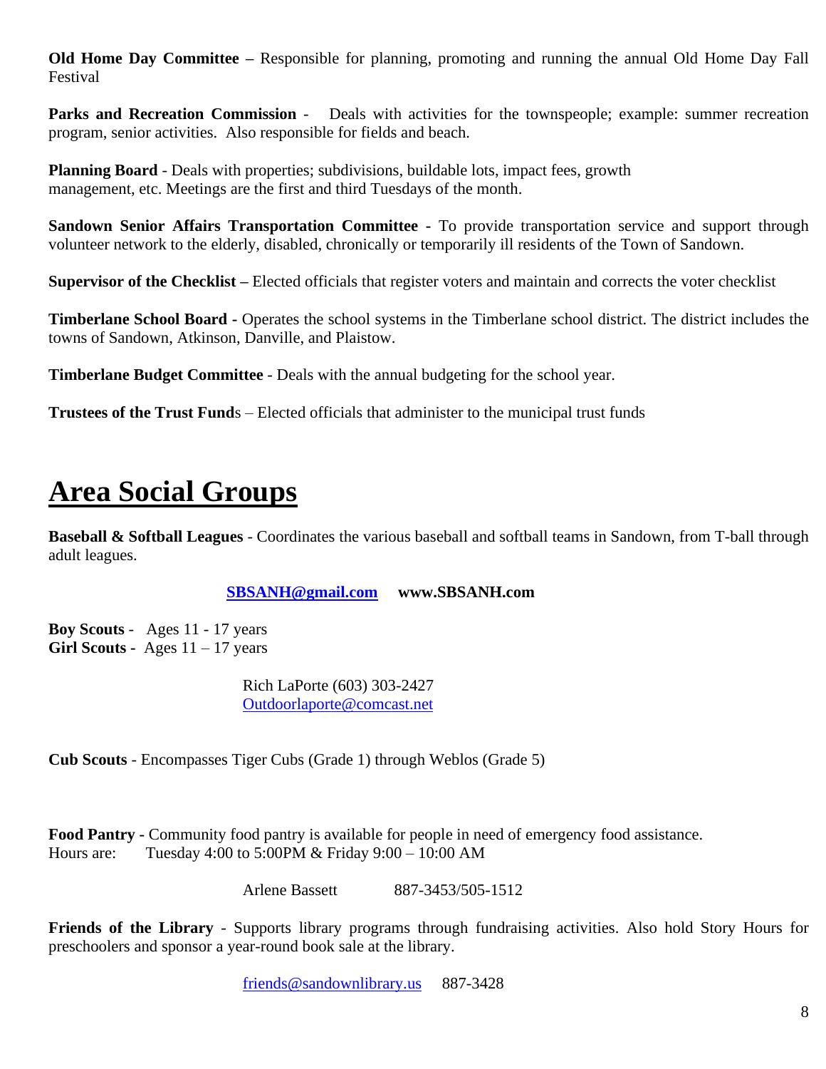**Old Home Day Committee –** Responsible for planning, promoting and running the annual Old Home Day Fall Festival

**Parks and Recreation Commission** - Deals with activities for the townspeople; example: summer recreation program, senior activities. Also responsible for fields and beach.

**Planning Board** - Deals with properties; subdivisions, buildable lots, impact fees, growth management, etc. Meetings are the first and third Tuesdays of the month.

**Sandown Senior Affairs Transportation Committee -** To provide transportation service and support through volunteer network to the elderly, disabled, chronically or temporarily ill residents of the Town of Sandown.

**Supervisor of the Checklist –** Elected officials that register voters and maintain and corrects the voter checklist

**Timberlane School Board -** Operates the school systems in the Timberlane school district. The district includes the towns of Sandown, Atkinson, Danville, and Plaistow.

**Timberlane Budget Committee** - Deals with the annual budgeting for the school year.

**Trustees of the Trust Fund**s – Elected officials that administer to the municipal trust funds

# Area Social Groups

**Baseball & Softball Leagues** - Coordinates the various baseball and softball teams in Sandown, from T-ball through adult leagues.

**SBSANH@gmail.com** **www.SBSANH.com**

**Boy Scouts** - Ages 11 - 17 years
**Girl Scouts -** Ages 11 – 17 years

Rich LaPorte (603) 303-2427
Outdoorlaporte@comcast.net

**Cub Scouts** - Encompasses Tiger Cubs (Grade 1) through Weblos (Grade 5)

**Food Pantry -** Community food pantry is available for people in need of emergency food assistance.
Hours are: Tuesday 4:00 to 5:00PM & Friday 9:00 – 10:00 AM

Arlene Bassett 887-3453/505-1512

**Friends of the Library** - Supports library programs through fundraising activities. Also hold Story Hours for preschoolers and sponsor a year-round book sale at the library.

friends@sandownlibrary.us 887-3428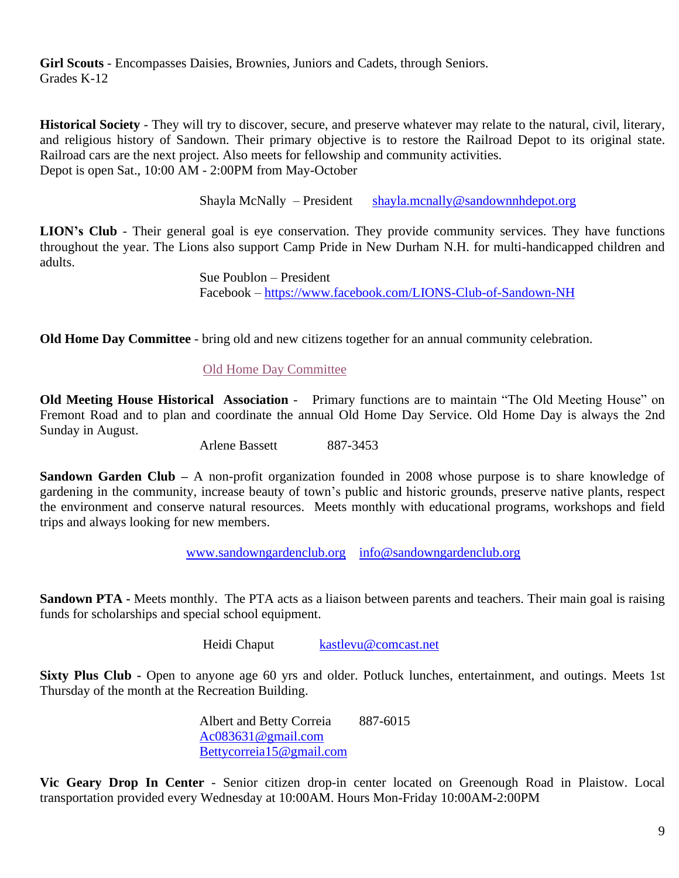**Girl Scouts** - Encompasses Daisies, Brownies, Juniors and Cadets, through Seniors. Grades K-12

**Historical Society** - They will try to discover, secure, and preserve whatever may relate to the natural, civil, literary, and religious history of Sandown. Their primary objective is to restore the Railroad Depot to its original state. Railroad cars are the next project. Also meets for fellowship and community activities.
Depot is open Sat., 10:00 AM - 2:00PM from May-October

Shayla McNally – President shayla.mcnally@sandownnhdepot.org

**LION's Club** - Their general goal is eye conservation. They provide community services. They have functions throughout the year. The Lions also support Camp Pride in New Durham N.H. for multi-handicapped children and adults.

Sue Poublon – President
Facebook – https://www.facebook.com/LIONS-Club-of-Sandown-NH

**Old Home Day Committee** - bring old and new citizens together for an annual community celebration.

Old Home Day Committee

**Old Meeting House Historical Association** - Primary functions are to maintain "The Old Meeting House" on Fremont Road and to plan and coordinate the annual Old Home Day Service. Old Home Day is always the 2nd Sunday in August.

Arlene Bassett 887-3453

**Sandown Garden Club –** A non-profit organization founded in 2008 whose purpose is to share knowledge of gardening in the community, increase beauty of town's public and historic grounds, preserve native plants, respect the environment and conserve natural resources. Meets monthly with educational programs, workshops and field trips and always looking for new members.

www.sandowngardenclub.org info@sandowngardenclub.org

**Sandown PTA -** Meets monthly. The PTA acts as a liaison between parents and teachers. Their main goal is raising funds for scholarships and special school equipment.

Heidi Chaput kastlevu@comcast.net

**Sixty Plus Club -** Open to anyone age 60 yrs and older. Potluck lunches, entertainment, and outings. Meets 1st Thursday of the month at the Recreation Building.

Albert and Betty Correia 887-6015
Ac083631@gmail.com
Bettycorreia15@gmail.com

**Vic Geary Drop In Center** - Senior citizen drop-in center located on Greenough Road in Plaistow. Local transportation provided every Wednesday at 10:00AM. Hours Mon-Friday 10:00AM-2:00PM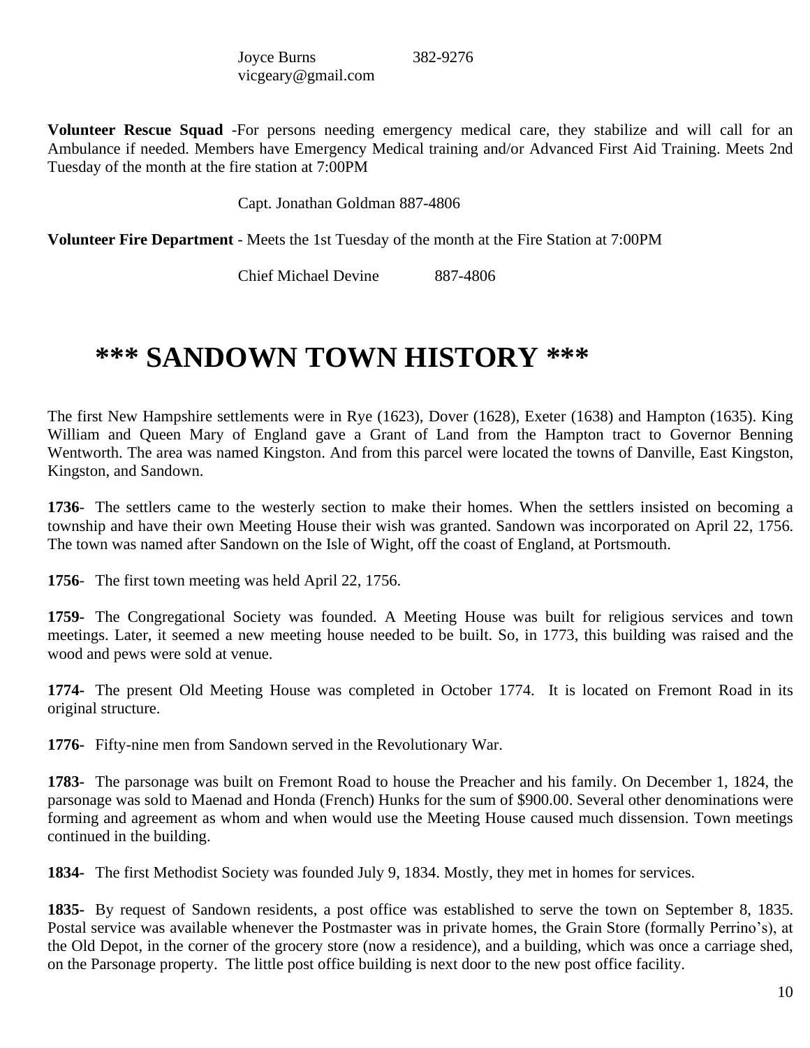Joyce Burns 382-9276
vicgeary@gmail.com

**Volunteer Rescue Squad** -For persons needing emergency medical care, they stabilize and will call for an Ambulance if needed. Members have Emergency Medical training and/or Advanced First Aid Training. Meets 2nd Tuesday of the month at the fire station at 7:00PM

Capt. Jonathan Goldman 887-4806

**Volunteer Fire Department** - Meets the 1st Tuesday of the month at the Fire Station at 7:00PM

Chief Michael Devine 887-4806

# *** SANDOWN TOWN HISTORY ***

The first New Hampshire settlements were in Rye (1623), Dover (1628), Exeter (1638) and Hampton (1635). King William and Queen Mary of England gave a Grant of Land from the Hampton tract to Governor Benning Wentworth. The area was named Kingston. And from this parcel were located the towns of Danville, East Kingston, Kingston, and Sandown.

**1736**- The settlers came to the westerly section to make their homes. When the settlers insisted on becoming a township and have their own Meeting House their wish was granted. Sandown was incorporated on April 22, 1756. The town was named after Sandown on the Isle of Wight, off the coast of England, at Portsmouth.

**1756**- The first town meeting was held April 22, 1756.

**1759-** The Congregational Society was founded. A Meeting House was built for religious services and town meetings. Later, it seemed a new meeting house needed to be built. So, in 1773, this building was raised and the wood and pews were sold at venue.

**1774-** The present Old Meeting House was completed in October 1774. It is located on Fremont Road in its original structure.

**1776-** Fifty-nine men from Sandown served in the Revolutionary War.

**1783-** The parsonage was built on Fremont Road to house the Preacher and his family. On December 1, 1824, the parsonage was sold to Maenad and Honda (French) Hunks for the sum of $900.00. Several other denominations were forming and agreement as whom and when would use the Meeting House caused much dissension. Town meetings continued in the building.

**1834-** The first Methodist Society was founded July 9, 1834. Mostly, they met in homes for services.

**1835-** By request of Sandown residents, a post office was established to serve the town on September 8, 1835. Postal service was available whenever the Postmaster was in private homes, the Grain Store (formally Perrino's), at the Old Depot, in the corner of the grocery store (now a residence), and a building, which was once a carriage shed, on the Parsonage property. The little post office building is next door to the new post office facility.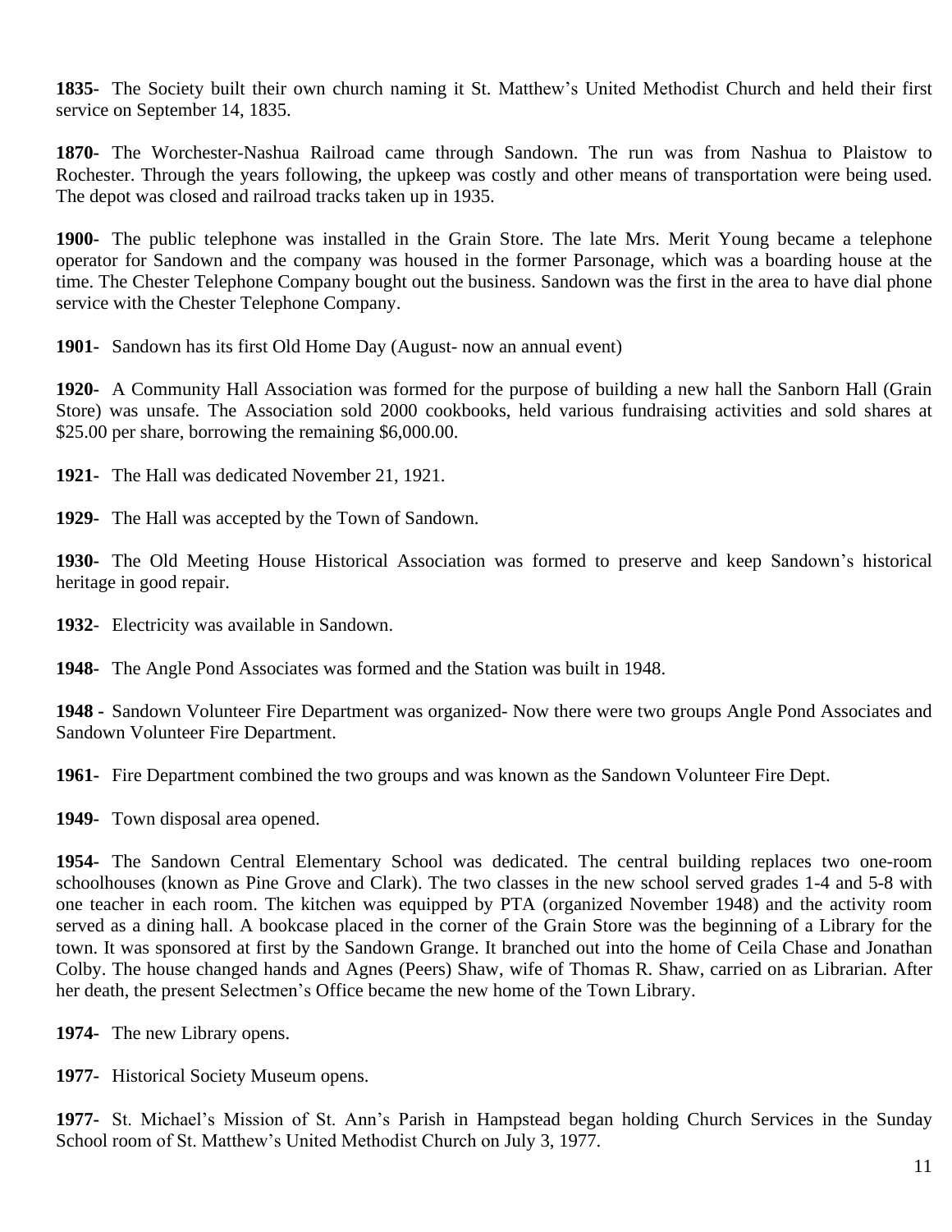**1835-** The Society built their own church naming it St. Matthew's United Methodist Church and held their first service on September 14, 1835.

**1870-** The Worchester-Nashua Railroad came through Sandown. The run was from Nashua to Plaistow to Rochester. Through the years following, the upkeep was costly and other means of transportation were being used. The depot was closed and railroad tracks taken up in 1935.

**1900-** The public telephone was installed in the Grain Store. The late Mrs. Merit Young became a telephone operator for Sandown and the company was housed in the former Parsonage, which was a boarding house at the time. The Chester Telephone Company bought out the business. Sandown was the first in the area to have dial phone service with the Chester Telephone Company.

**1901-** Sandown has its first Old Home Day (August- now an annual event)

**1920-** A Community Hall Association was formed for the purpose of building a new hall the Sanborn Hall (Grain Store) was unsafe. The Association sold 2000 cookbooks, held various fundraising activities and sold shares at $25.00 per share, borrowing the remaining $6,000.00.

**1921-** The Hall was dedicated November 21, 1921.

**1929-** The Hall was accepted by the Town of Sandown.

**1930-** The Old Meeting House Historical Association was formed to preserve and keep Sandown's historical heritage in good repair.

**1932-** Electricity was available in Sandown.

**1948-** The Angle Pond Associates was formed and the Station was built in 1948.

**1948 -** Sandown Volunteer Fire Department was organized- Now there were two groups Angle Pond Associates and Sandown Volunteer Fire Department.

**1961-** Fire Department combined the two groups and was known as the Sandown Volunteer Fire Dept.

**1949-** Town disposal area opened.

**1954-** The Sandown Central Elementary School was dedicated. The central building replaces two one-room schoolhouses (known as Pine Grove and Clark). The two classes in the new school served grades 1-4 and 5-8 with one teacher in each room. The kitchen was equipped by PTA (organized November 1948) and the activity room served as a dining hall. A bookcase placed in the corner of the Grain Store was the beginning of a Library for the town. It was sponsored at first by the Sandown Grange. It branched out into the home of Ceila Chase and Jonathan Colby. The house changed hands and Agnes (Peers) Shaw, wife of Thomas R. Shaw, carried on as Librarian. After her death, the present Selectmen's Office became the new home of the Town Library.

**1974-** The new Library opens.

**1977-** Historical Society Museum opens.

**1977-** St. Michael's Mission of St. Ann's Parish in Hampstead began holding Church Services in the Sunday School room of St. Matthew's United Methodist Church on July 3, 1977.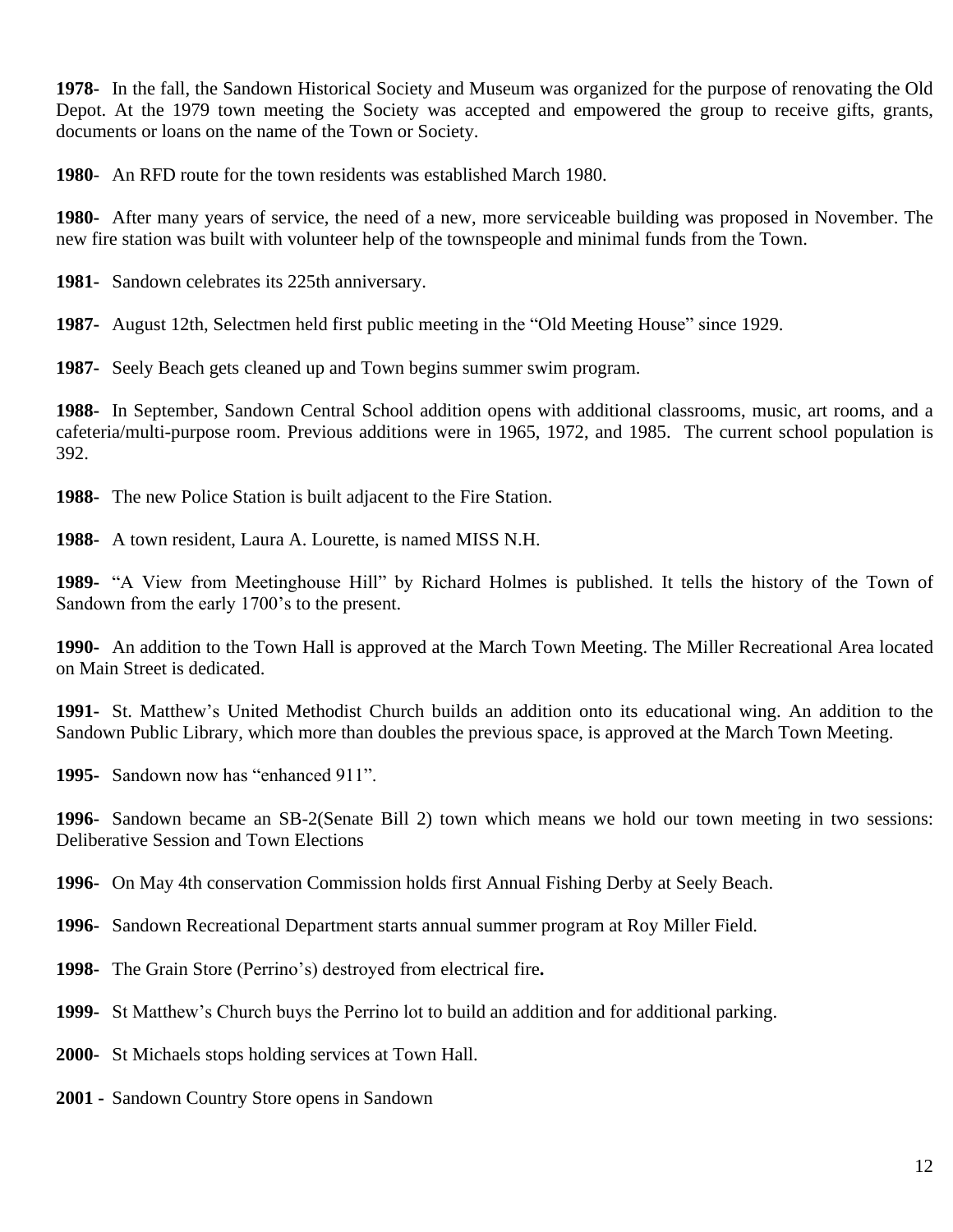**1978-** In the fall, the Sandown Historical Society and Museum was organized for the purpose of renovating the Old Depot. At the 1979 town meeting the Society was accepted and empowered the group to receive gifts, grants, documents or loans on the name of the Town or Society.

**1980**- An RFD route for the town residents was established March 1980.

**1980-** After many years of service, the need of a new, more serviceable building was proposed in November. The new fire station was built with volunteer help of the townspeople and minimal funds from the Town.

**1981-** Sandown celebrates its 225th anniversary.

**1987-** August 12th, Selectmen held first public meeting in the "Old Meeting House" since 1929.

**1987-** Seely Beach gets cleaned up and Town begins summer swim program.

**1988-** In September, Sandown Central School addition opens with additional classrooms, music, art rooms, and a cafeteria/multi-purpose room. Previous additions were in 1965, 1972, and 1985. The current school population is 392.

**1988-** The new Police Station is built adjacent to the Fire Station.

**1988-** A town resident, Laura A. Lourette, is named MISS N.H.

**1989-** "A View from Meetinghouse Hill" by Richard Holmes is published. It tells the history of the Town of Sandown from the early 1700's to the present.

**1990-** An addition to the Town Hall is approved at the March Town Meeting. The Miller Recreational Area located on Main Street is dedicated.

**1991-** St. Matthew's United Methodist Church builds an addition onto its educational wing. An addition to the Sandown Public Library, which more than doubles the previous space, is approved at the March Town Meeting.

**1995-** Sandown now has "enhanced 911".

**1996-** Sandown became an SB-2(Senate Bill 2) town which means we hold our town meeting in two sessions: Deliberative Session and Town Elections

**1996-** On May 4th conservation Commission holds first Annual Fishing Derby at Seely Beach.

**1996-** Sandown Recreational Department starts annual summer program at Roy Miller Field.

**1998-** The Grain Store (Perrino's) destroyed from electrical fire**.**

**1999-** St Matthew's Church buys the Perrino lot to build an addition and for additional parking.

**2000-** St Michaels stops holding services at Town Hall.

**2001 -** Sandown Country Store opens in Sandown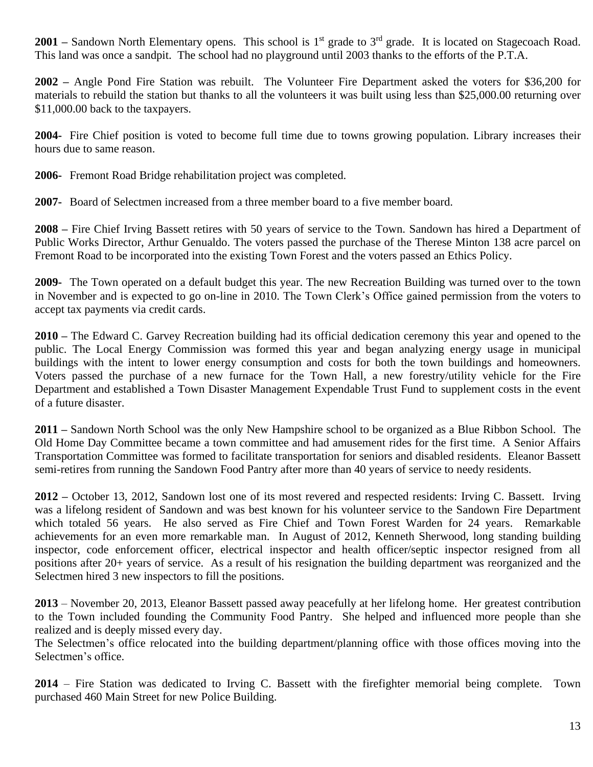**2001 –** Sandown North Elementary opens. This school is 1st grade to 3rd grade. It is located on Stagecoach Road. This land was once a sandpit. The school had no playground until 2003 thanks to the efforts of the P.T.A.

**2002 –** Angle Pond Fire Station was rebuilt. The Volunteer Fire Department asked the voters for $36,200 for materials to rebuild the station but thanks to all the volunteers it was built using less than $25,000.00 returning over $11,000.00 back to the taxpayers.

**2004-** Fire Chief position is voted to become full time due to towns growing population. Library increases their hours due to same reason.

**2006-** Fremont Road Bridge rehabilitation project was completed.

**2007-** Board of Selectmen increased from a three member board to a five member board.

**2008 –** Fire Chief Irving Bassett retires with 50 years of service to the Town. Sandown has hired a Department of Public Works Director, Arthur Genualdo. The voters passed the purchase of the Therese Minton 138 acre parcel on Fremont Road to be incorporated into the existing Town Forest and the voters passed an Ethics Policy.

**2009-** The Town operated on a default budget this year. The new Recreation Building was turned over to the town in November and is expected to go on-line in 2010. The Town Clerk's Office gained permission from the voters to accept tax payments via credit cards.

**2010 –** The Edward C. Garvey Recreation building had its official dedication ceremony this year and opened to the public. The Local Energy Commission was formed this year and began analyzing energy usage in municipal buildings with the intent to lower energy consumption and costs for both the town buildings and homeowners. Voters passed the purchase of a new furnace for the Town Hall, a new forestry/utility vehicle for the Fire Department and established a Town Disaster Management Expendable Trust Fund to supplement costs in the event of a future disaster.

**2011 –** Sandown North School was the only New Hampshire school to be organized as a Blue Ribbon School. The Old Home Day Committee became a town committee and had amusement rides for the first time. A Senior Affairs Transportation Committee was formed to facilitate transportation for seniors and disabled residents. Eleanor Bassett semi-retires from running the Sandown Food Pantry after more than 40 years of service to needy residents.

**2012 –** October 13, 2012, Sandown lost one of its most revered and respected residents: Irving C. Bassett. Irving was a lifelong resident of Sandown and was best known for his volunteer service to the Sandown Fire Department which totaled 56 years. He also served as Fire Chief and Town Forest Warden for 24 years. Remarkable achievements for an even more remarkable man. In August of 2012, Kenneth Sherwood, long standing building inspector, code enforcement officer, electrical inspector and health officer/septic inspector resigned from all positions after 20+ years of service. As a result of his resignation the building department was reorganized and the Selectmen hired 3 new inspectors to fill the positions.

**2013** – November 20, 2013, Eleanor Bassett passed away peacefully at her lifelong home. Her greatest contribution to the Town included founding the Community Food Pantry. She helped and influenced more people than she realized and is deeply missed every day.
The Selectmen's office relocated into the building department/planning office with those offices moving into the Selectmen's office.

**2014** – Fire Station was dedicated to Irving C. Bassett with the firefighter memorial being complete. Town purchased 460 Main Street for new Police Building.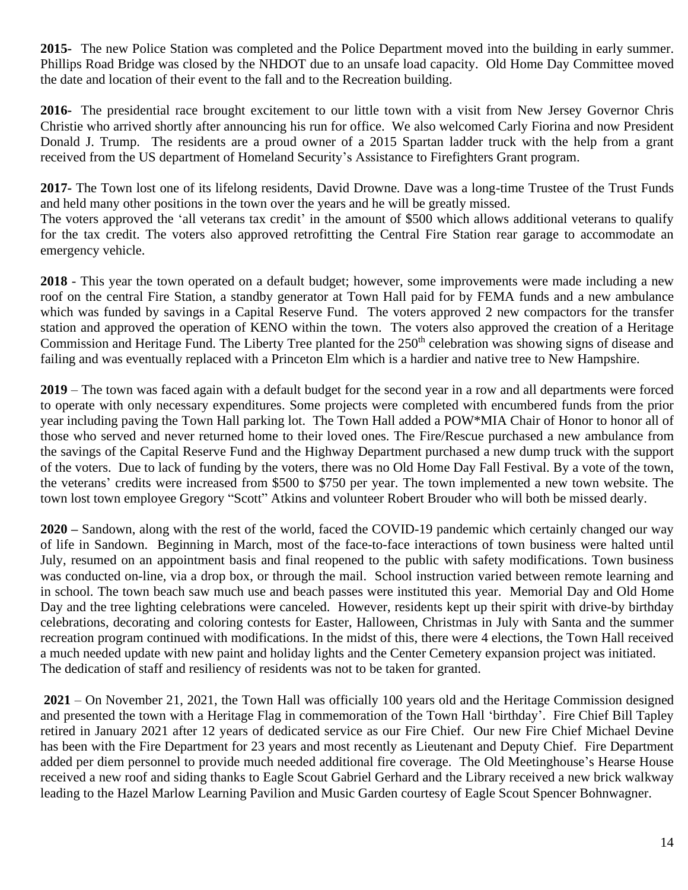**2015-** The new Police Station was completed and the Police Department moved into the building in early summer. Phillips Road Bridge was closed by the NHDOT due to an unsafe load capacity. Old Home Day Committee moved the date and location of their event to the fall and to the Recreation building.

**2016-** The presidential race brought excitement to our little town with a visit from New Jersey Governor Chris Christie who arrived shortly after announcing his run for office. We also welcomed Carly Fiorina and now President Donald J. Trump. The residents are a proud owner of a 2015 Spartan ladder truck with the help from a grant received from the US department of Homeland Security's Assistance to Firefighters Grant program.

**2017-** The Town lost one of its lifelong residents, David Drowne. Dave was a long-time Trustee of the Trust Funds and held many other positions in the town over the years and he will be greatly missed.
The voters approved the 'all veterans tax credit' in the amount of $500 which allows additional veterans to qualify for the tax credit. The voters also approved retrofitting the Central Fire Station rear garage to accommodate an emergency vehicle.

**2018** - This year the town operated on a default budget; however, some improvements were made including a new roof on the central Fire Station, a standby generator at Town Hall paid for by FEMA funds and a new ambulance which was funded by savings in a Capital Reserve Fund. The voters approved 2 new compactors for the transfer station and approved the operation of KENO within the town. The voters also approved the creation of a Heritage Commission and Heritage Fund. The Liberty Tree planted for the 250th celebration was showing signs of disease and failing and was eventually replaced with a Princeton Elm which is a hardier and native tree to New Hampshire.

**2019** – The town was faced again with a default budget for the second year in a row and all departments were forced to operate with only necessary expenditures. Some projects were completed with encumbered funds from the prior year including paving the Town Hall parking lot. The Town Hall added a POW*MIA Chair of Honor to honor all of those who served and never returned home to their loved ones. The Fire/Rescue purchased a new ambulance from the savings of the Capital Reserve Fund and the Highway Department purchased a new dump truck with the support of the voters. Due to lack of funding by the voters, there was no Old Home Day Fall Festival. By a vote of the town, the veterans' credits were increased from $500 to $750 per year. The town implemented a new town website. The town lost town employee Gregory "Scott" Atkins and volunteer Robert Brouder who will both be missed dearly.

**2020 –** Sandown, along with the rest of the world, faced the COVID-19 pandemic which certainly changed our way of life in Sandown. Beginning in March, most of the face-to-face interactions of town business were halted until July, resumed on an appointment basis and final reopened to the public with safety modifications. Town business was conducted on-line, via a drop box, or through the mail. School instruction varied between remote learning and in school. The town beach saw much use and beach passes were instituted this year. Memorial Day and Old Home Day and the tree lighting celebrations were canceled. However, residents kept up their spirit with drive-by birthday celebrations, decorating and coloring contests for Easter, Halloween, Christmas in July with Santa and the summer recreation program continued with modifications. In the midst of this, there were 4 elections, the Town Hall received a much needed update with new paint and holiday lights and the Center Cemetery expansion project was initiated.
The dedication of staff and resiliency of residents was not to be taken for granted.

**2021** – On November 21, 2021, the Town Hall was officially 100 years old and the Heritage Commission designed and presented the town with a Heritage Flag in commemoration of the Town Hall 'birthday'. Fire Chief Bill Tapley retired in January 2021 after 12 years of dedicated service as our Fire Chief. Our new Fire Chief Michael Devine has been with the Fire Department for 23 years and most recently as Lieutenant and Deputy Chief. Fire Department added per diem personnel to provide much needed additional fire coverage. The Old Meetinghouse's Hearse House received a new roof and siding thanks to Eagle Scout Gabriel Gerhard and the Library received a new brick walkway leading to the Hazel Marlow Learning Pavilion and Music Garden courtesy of Eagle Scout Spencer Bohnwagner.